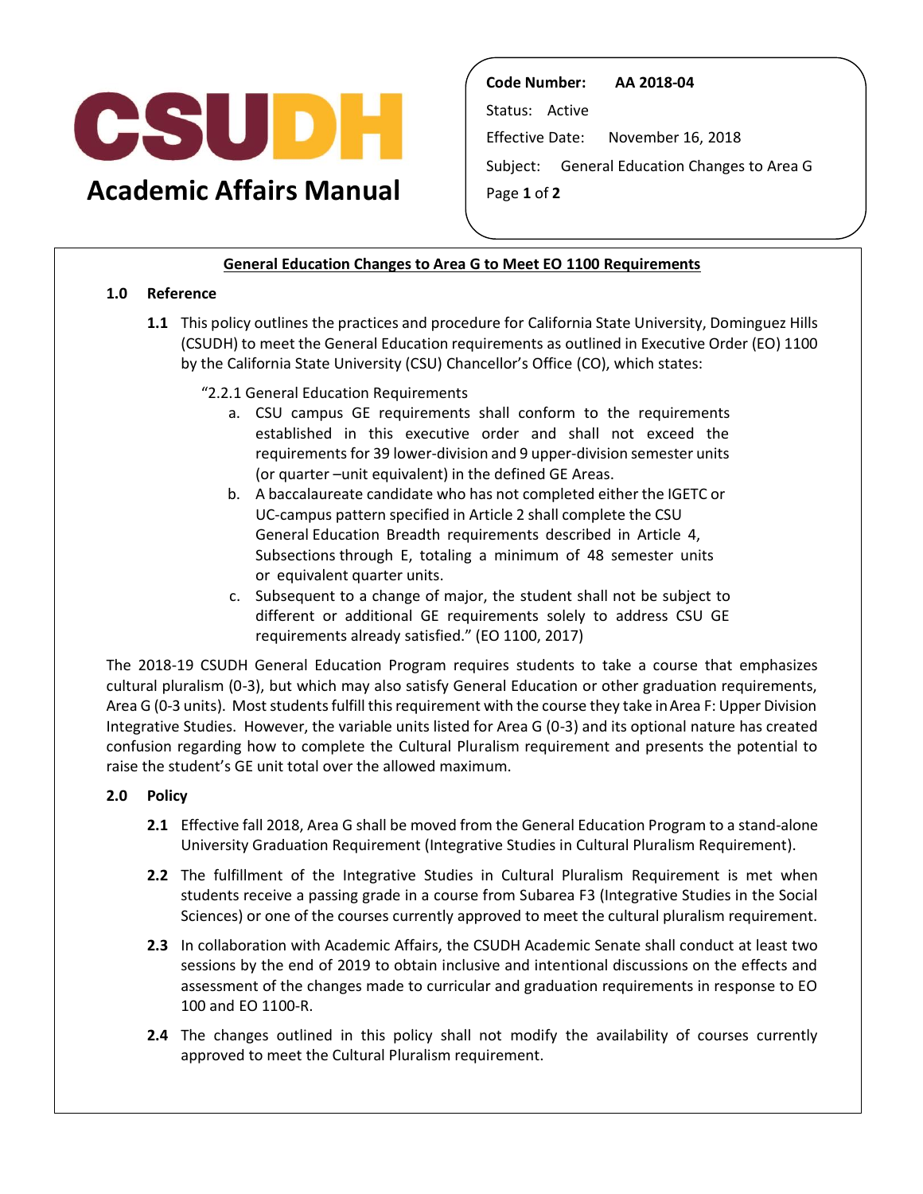# CSUDH Academic Affairs Manual

**Code Number:** AA 2018-04

Status: Active

Effective Date: November 16, 2018

Subject: General Education Changes to Area G

## General Education Changes to Area G to Meet EO 1100 Requirements

### 1.0 Reference

**1.1** This policy outlines the practices and procedure for California State University, Dominguez Hills (CSUDH) to meet the General Education requirements as outlined in Executive Order (EO) 1100 by the California State University (CSU) Chancellor's Office (CO), which states:

"2.2.1 General Education Requirements

a. CSU campus GE requirements shall conform to the requirements established in this executive order and shall not exceed the requirements for 39 lower-division and 9 upper-division semester units (or quarter –unit equivalent) in the defined GE Areas.

b. A baccalaureate candidate who has not completed either the IGETC or UC-campus pattern specified in Article 2 shall complete the CSU General Education Breadth requirements described in Article 4, Subsections through E, totaling a minimum of 48 semester units or equivalent quarter units.

c. Subsequent to a change of major, the student shall not be subject to different or additional GE requirements solely to address CSU GE requirements already satisfied." (EO 1100, 2017)

The 2018-19 CSUDH General Education Program requires students to take a course that emphasizes cultural pluralism (0-3), but which may also satisfy General Education or other graduation requirements, Area G (0-3 units). Most students fulfill this requirement with the course they take in Area F: Upper Division Integrative Studies. However, the variable units listed for Area G (0-3) and its optional nature has created confusion regarding how to complete the Cultural Pluralism requirement and presents the potential to raise the student's GE unit total over the allowed maximum.

### 2.0 Policy

**2.1** Effective fall 2018, Area G shall be moved from the General Education Program to a stand-alone University Graduation Requirement (Integrative Studies in Cultural Pluralism Requirement).

**2.2** The fulfillment of the Integrative Studies in Cultural Pluralism Requirement is met when students receive a passing grade in a course from Subarea F3 (Integrative Studies in the Social Sciences) or one of the courses currently approved to meet the cultural pluralism requirement.

**2.3** In collaboration with Academic Affairs, the CSUDH Academic Senate shall conduct at least two sessions by the end of 2019 to obtain inclusive and intentional discussions on the effects and assessment of the changes made to curricular and graduation requirements in response to EO 100 and EO 1100-R.

**2.4** The changes outlined in this policy shall not modify the availability of courses currently approved to meet the Cultural Pluralism requirement.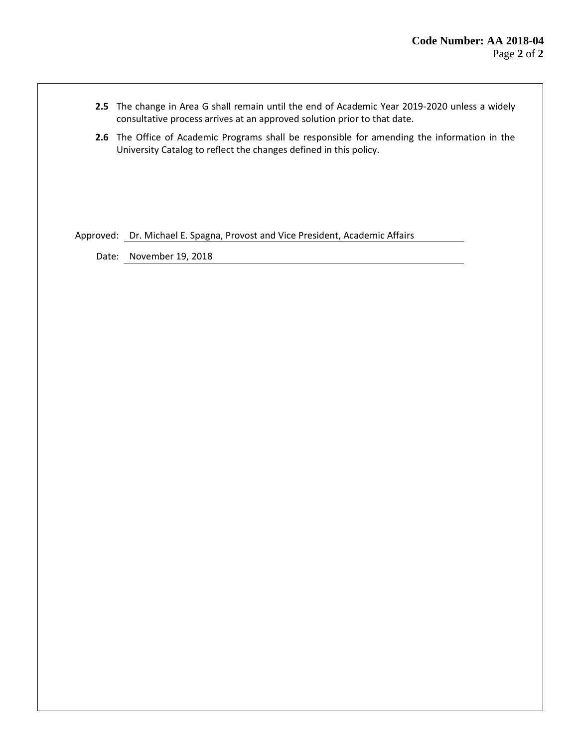**2.5** The change in Area G shall remain until the end of Academic Year 2019-2020 unless a widely consultative process arrives at an approved solution prior to that date.

**2.6** The Office of Academic Programs shall be responsible for amending the information in the University Catalog to reflect the changes defined in this policy.

Approved: Dr. Michael E. Spagna, Provost and Vice President, Academic Affairs

Date: November 19, 2018